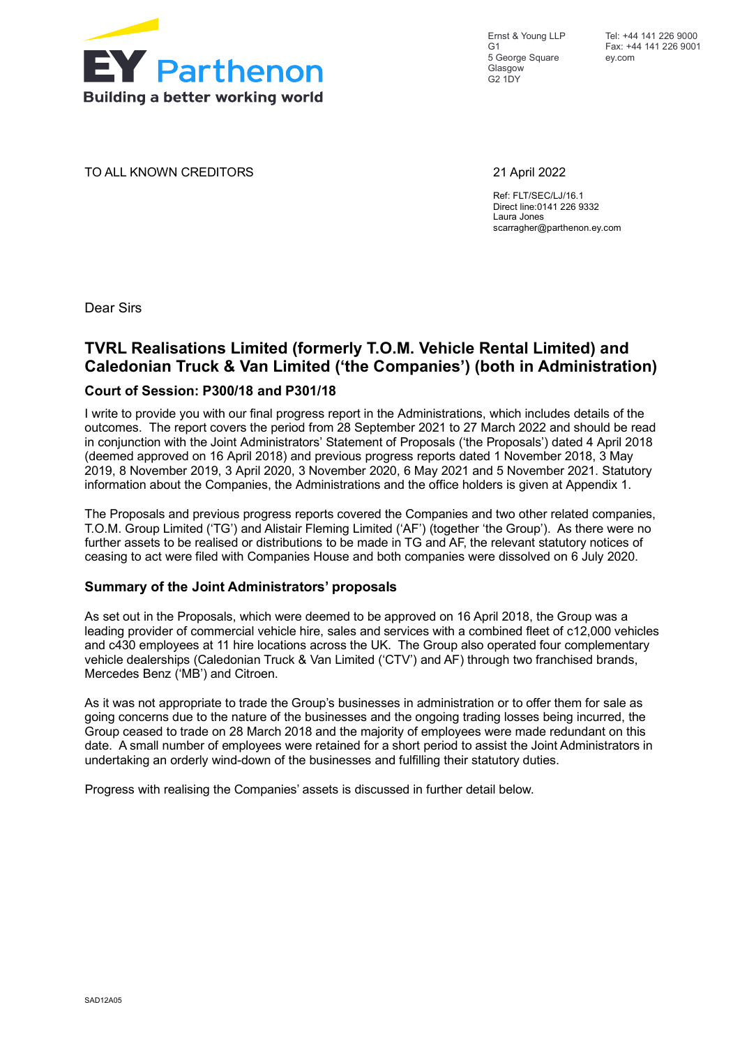EY Parthenon
Building a better working world

Ernst & Young LLP
G1
5 George Square
Glasgow
G2 1DY

Tel: +44 141 226 9000
Fax: +44 141 226 9001
ey.com

TO ALL KNOWN CREDITORS

21 April 2022

Ref: FLT/SEC/LJ/16.1
Direct line:0141 226 9332
Laura Jones
scarragher@parthenon.ey.com

Dear Sirs

## TVRL Realisations Limited (formerly T.O.M. Vehicle Rental Limited) and Caledonian Truck & Van Limited ('the Companies') (both in Administration)

### Court of Session: P300/18 and P301/18

I write to provide you with our final progress report in the Administrations, which includes details of the outcomes. The report covers the period from 28 September 2021 to 27 March 2022 and should be read in conjunction with the Joint Administrators' Statement of Proposals ('the Proposals') dated 4 April 2018 (deemed approved on 16 April 2018) and previous progress reports dated 1 November 2018, 3 May 2019, 8 November 2019, 3 April 2020, 3 November 2020, 6 May 2021 and 5 November 2021. Statutory information about the Companies, the Administrations and the office holders is given at Appendix 1.

The Proposals and previous progress reports covered the Companies and two other related companies, T.O.M. Group Limited ('TG') and Alistair Fleming Limited ('AF') (together 'the Group'). As there were no further assets to be realised or distributions to be made in TG and AF, the relevant statutory notices of ceasing to act were filed with Companies House and both companies were dissolved on 6 July 2020.

### Summary of the Joint Administrators' proposals

As set out in the Proposals, which were deemed to be approved on 16 April 2018, the Group was a leading provider of commercial vehicle hire, sales and services with a combined fleet of c12,000 vehicles and c430 employees at 11 hire locations across the UK. The Group also operated four complementary vehicle dealerships (Caledonian Truck & Van Limited ('CTV') and AF) through two franchised brands, Mercedes Benz ('MB') and Citroen.

As it was not appropriate to trade the Group's businesses in administration or to offer them for sale as going concerns due to the nature of the businesses and the ongoing trading losses being incurred, the Group ceased to trade on 28 March 2018 and the majority of employees were made redundant on this date. A small number of employees were retained for a short period to assist the Joint Administrators in undertaking an orderly wind-down of the businesses and fulfilling their statutory duties.

Progress with realising the Companies' assets is discussed in further detail below.

SAD12A05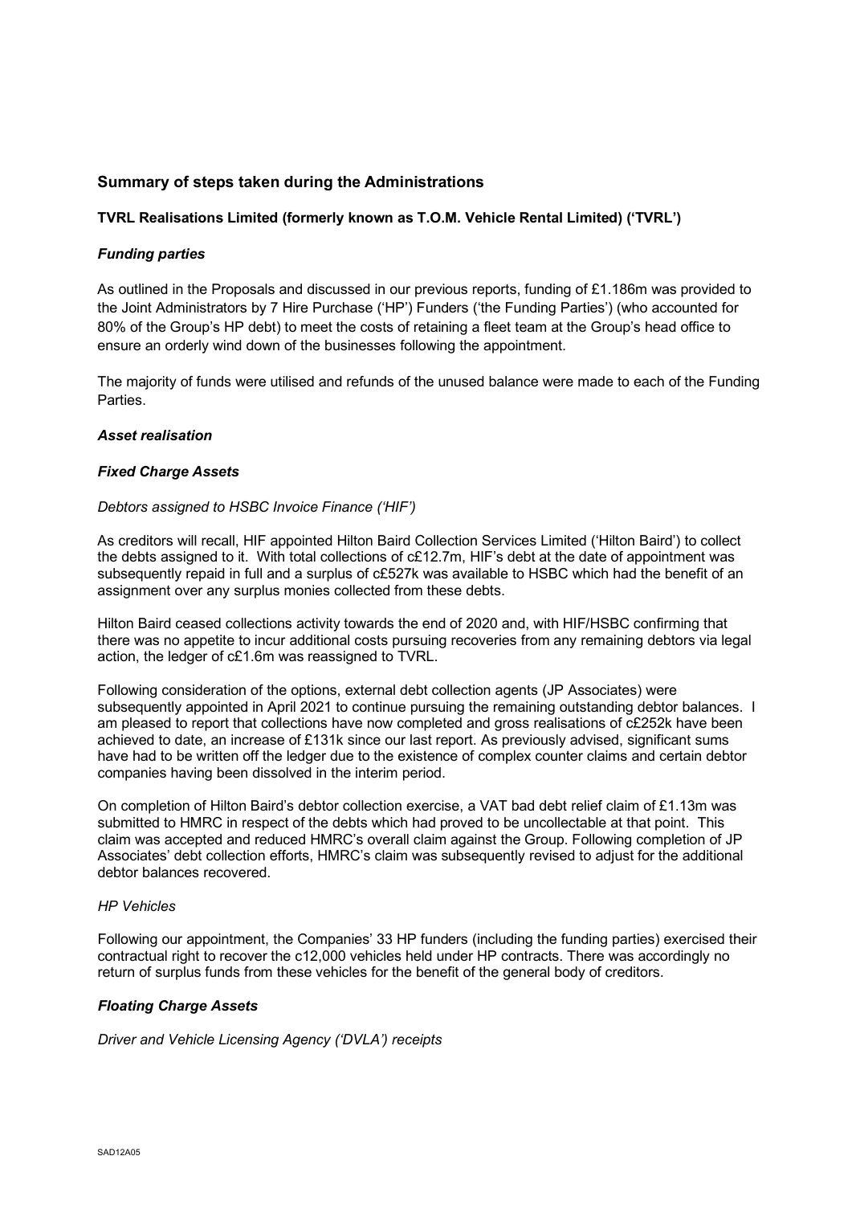## Summary of steps taken during the Administrations

### TVRL Realisations Limited (formerly known as T.O.M. Vehicle Rental Limited) ('TVRL')

#### *Funding parties*

As outlined in the Proposals and discussed in our previous reports, funding of £1.186m was provided to the Joint Administrators by 7 Hire Purchase ('HP') Funders ('the Funding Parties') (who accounted for 80% of the Group's HP debt) to meet the costs of retaining a fleet team at the Group's head office to ensure an orderly wind down of the businesses following the appointment.

The majority of funds were utilised and refunds of the unused balance were made to each of the Funding Parties.

#### *Asset realisation*

#### *Fixed Charge Assets*

*Debtors assigned to HSBC Invoice Finance ('HIF')*

As creditors will recall, HIF appointed Hilton Baird Collection Services Limited ('Hilton Baird') to collect the debts assigned to it. With total collections of c£12.7m, HIF's debt at the date of appointment was subsequently repaid in full and a surplus of c£527k was available to HSBC which had the benefit of an assignment over any surplus monies collected from these debts.

Hilton Baird ceased collections activity towards the end of 2020 and, with HIF/HSBC confirming that there was no appetite to incur additional costs pursuing recoveries from any remaining debtors via legal action, the ledger of c£1.6m was reassigned to TVRL.

Following consideration of the options, external debt collection agents (JP Associates) were subsequently appointed in April 2021 to continue pursuing the remaining outstanding debtor balances. I am pleased to report that collections have now completed and gross realisations of c£252k have been achieved to date, an increase of £131k since our last report. As previously advised, significant sums have had to be written off the ledger due to the existence of complex counter claims and certain debtor companies having been dissolved in the interim period.

On completion of Hilton Baird's debtor collection exercise, a VAT bad debt relief claim of £1.13m was submitted to HMRC in respect of the debts which had proved to be uncollectable at that point. This claim was accepted and reduced HMRC's overall claim against the Group. Following completion of JP Associates' debt collection efforts, HMRC's claim was subsequently revised to adjust for the additional debtor balances recovered.

*HP Vehicles*

Following our appointment, the Companies' 33 HP funders (including the funding parties) exercised their contractual right to recover the c12,000 vehicles held under HP contracts. There was accordingly no return of surplus funds from these vehicles for the benefit of the general body of creditors.

#### *Floating Charge Assets*

*Driver and Vehicle Licensing Agency ('DVLA') receipts*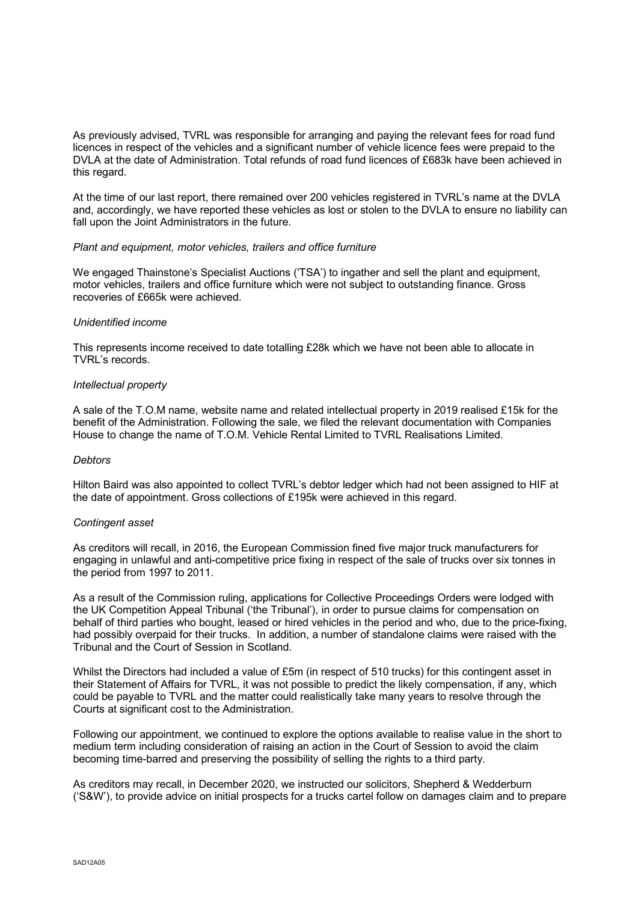As previously advised, TVRL was responsible for arranging and paying the relevant fees for road fund licences in respect of the vehicles and a significant number of vehicle licence fees were prepaid to the DVLA at the date of Administration. Total refunds of road fund licences of £683k have been achieved in this regard.

At the time of our last report, there remained over 200 vehicles registered in TVRL's name at the DVLA and, accordingly, we have reported these vehicles as lost or stolen to the DVLA to ensure no liability can fall upon the Joint Administrators in the future.

*Plant and equipment, motor vehicles, trailers and office furniture*

We engaged Thainstone's Specialist Auctions ('TSA') to ingather and sell the plant and equipment, motor vehicles, trailers and office furniture which were not subject to outstanding finance. Gross recoveries of £665k were achieved.

*Unidentified income*

This represents income received to date totalling £28k which we have not been able to allocate in TVRL's records.

*Intellectual property*

A sale of the T.O.M name, website name and related intellectual property in 2019 realised £15k for the benefit of the Administration. Following the sale, we filed the relevant documentation with Companies House to change the name of T.O.M. Vehicle Rental Limited to TVRL Realisations Limited.

*Debtors*

Hilton Baird was also appointed to collect TVRL's debtor ledger which had not been assigned to HIF at the date of appointment. Gross collections of £195k were achieved in this regard.

*Contingent asset*

As creditors will recall, in 2016, the European Commission fined five major truck manufacturers for engaging in unlawful and anti-competitive price fixing in respect of the sale of trucks over six tonnes in the period from 1997 to 2011.

As a result of the Commission ruling, applications for Collective Proceedings Orders were lodged with the UK Competition Appeal Tribunal ('the Tribunal'), in order to pursue claims for compensation on behalf of third parties who bought, leased or hired vehicles in the period and who, due to the price-fixing, had possibly overpaid for their trucks. In addition, a number of standalone claims were raised with the Tribunal and the Court of Session in Scotland.

Whilst the Directors had included a value of £5m (in respect of 510 trucks) for this contingent asset in their Statement of Affairs for TVRL, it was not possible to predict the likely compensation, if any, which could be payable to TVRL and the matter could realistically take many years to resolve through the Courts at significant cost to the Administration.

Following our appointment, we continued to explore the options available to realise value in the short to medium term including consideration of raising an action in the Court of Session to avoid the claim becoming time-barred and preserving the possibility of selling the rights to a third party.

As creditors may recall, in December 2020, we instructed our solicitors, Shepherd & Wedderburn ('S&W'), to provide advice on initial prospects for a trucks cartel follow on damages claim and to prepare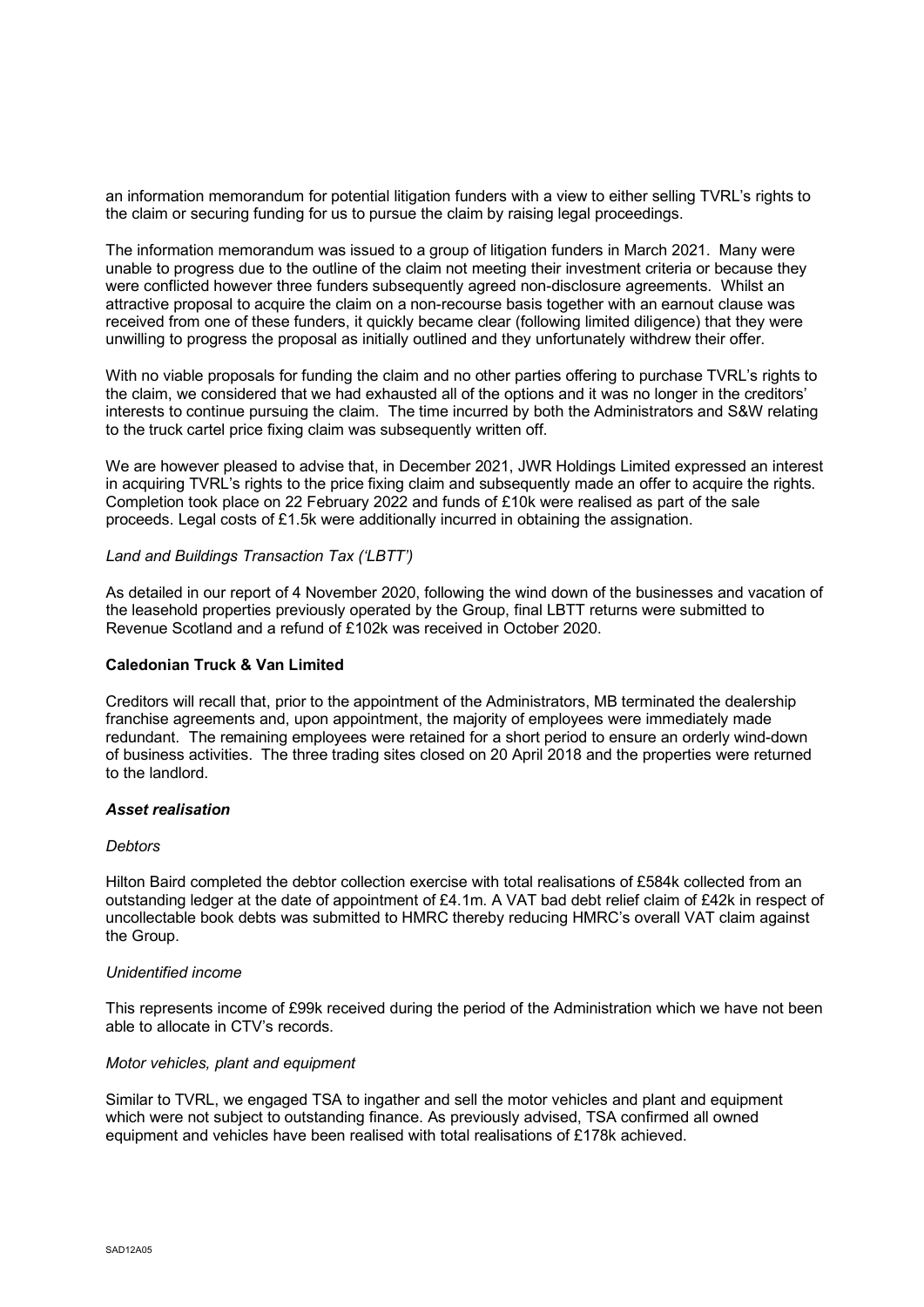an information memorandum for potential litigation funders with a view to either selling TVRL's rights to the claim or securing funding for us to pursue the claim by raising legal proceedings.

The information memorandum was issued to a group of litigation funders in March 2021. Many were unable to progress due to the outline of the claim not meeting their investment criteria or because they were conflicted however three funders subsequently agreed non-disclosure agreements. Whilst an attractive proposal to acquire the claim on a non-recourse basis together with an earnout clause was received from one of these funders, it quickly became clear (following limited diligence) that they were unwilling to progress the proposal as initially outlined and they unfortunately withdrew their offer.

With no viable proposals for funding the claim and no other parties offering to purchase TVRL's rights to the claim, we considered that we had exhausted all of the options and it was no longer in the creditors' interests to continue pursuing the claim. The time incurred by both the Administrators and S&W relating to the truck cartel price fixing claim was subsequently written off.

We are however pleased to advise that, in December 2021, JWR Holdings Limited expressed an interest in acquiring TVRL's rights to the price fixing claim and subsequently made an offer to acquire the rights. Completion took place on 22 February 2022 and funds of £10k were realised as part of the sale proceeds. Legal costs of £1.5k were additionally incurred in obtaining the assignation.

*Land and Buildings Transaction Tax ('LBTT')*

As detailed in our report of 4 November 2020, following the wind down of the businesses and vacation of the leasehold properties previously operated by the Group, final LBTT returns were submitted to Revenue Scotland and a refund of £102k was received in October 2020.

**Caledonian Truck & Van Limited**

Creditors will recall that, prior to the appointment of the Administrators, MB terminated the dealership franchise agreements and, upon appointment, the majority of employees were immediately made redundant. The remaining employees were retained for a short period to ensure an orderly wind-down of business activities. The three trading sites closed on 20 April 2018 and the properties were returned to the landlord.

***Asset realisation***

*Debtors*

Hilton Baird completed the debtor collection exercise with total realisations of £584k collected from an outstanding ledger at the date of appointment of £4.1m. A VAT bad debt relief claim of £42k in respect of uncollectable book debts was submitted to HMRC thereby reducing HMRC's overall VAT claim against the Group.

*Unidentified income*

This represents income of £99k received during the period of the Administration which we have not been able to allocate in CTV's records.

*Motor vehicles, plant and equipment*

Similar to TVRL, we engaged TSA to ingather and sell the motor vehicles and plant and equipment which were not subject to outstanding finance. As previously advised, TSA confirmed all owned equipment and vehicles have been realised with total realisations of £178k achieved.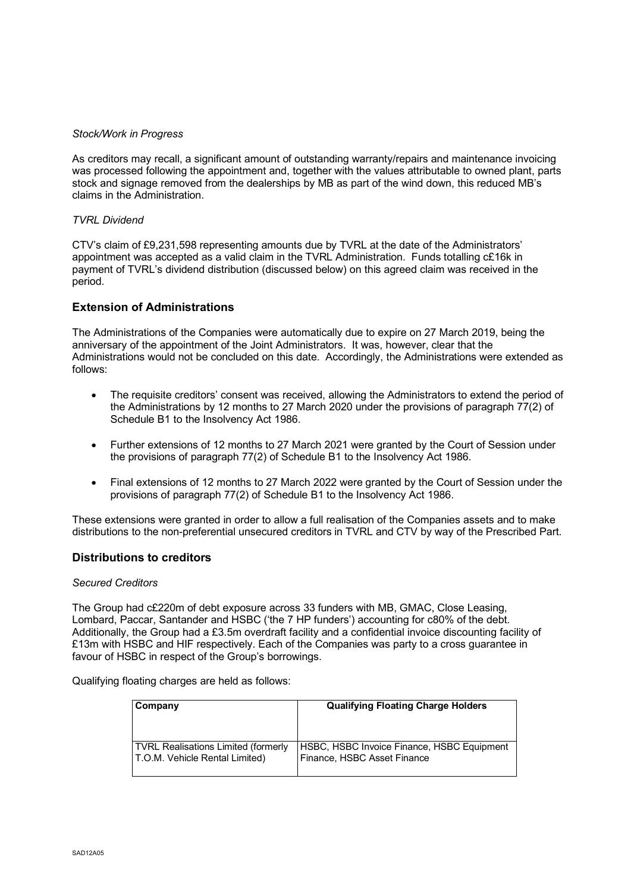*Stock/Work in Progress*

As creditors may recall, a significant amount of outstanding warranty/repairs and maintenance invoicing was processed following the appointment and, together with the values attributable to owned plant, parts stock and signage removed from the dealerships by MB as part of the wind down, this reduced MB's claims in the Administration.

*TVRL Dividend*

CTV's claim of £9,231,598 representing amounts due by TVRL at the date of the Administrators' appointment was accepted as a valid claim in the TVRL Administration. Funds totalling c£16k in payment of TVRL's dividend distribution (discussed below) on this agreed claim was received in the period.

## Extension of Administrations

The Administrations of the Companies were automatically due to expire on 27 March 2019, being the anniversary of the appointment of the Joint Administrators. It was, however, clear that the Administrations would not be concluded on this date. Accordingly, the Administrations were extended as follows:

- The requisite creditors' consent was received, allowing the Administrators to extend the period of the Administrations by 12 months to 27 March 2020 under the provisions of paragraph 77(2) of Schedule B1 to the Insolvency Act 1986.
- Further extensions of 12 months to 27 March 2021 were granted by the Court of Session under the provisions of paragraph 77(2) of Schedule B1 to the Insolvency Act 1986.
- Final extensions of 12 months to 27 March 2022 were granted by the Court of Session under the provisions of paragraph 77(2) of Schedule B1 to the Insolvency Act 1986.

These extensions were granted in order to allow a full realisation of the Companies assets and to make distributions to the non-preferential unsecured creditors in TVRL and CTV by way of the Prescribed Part.

## Distributions to creditors

*Secured Creditors*

The Group had c£220m of debt exposure across 33 funders with MB, GMAC, Close Leasing, Lombard, Paccar, Santander and HSBC ('the 7 HP funders') accounting for c80% of the debt. Additionally, the Group had a £3.5m overdraft facility and a confidential invoice discounting facility of £13m with HSBC and HIF respectively. Each of the Companies was party to a cross guarantee in favour of HSBC in respect of the Group's borrowings.

Qualifying floating charges are held as follows:

| Company | Qualifying Floating Charge Holders |
|---|---|
| TVRL Realisations Limited (formerly T.O.M. Vehicle Rental Limited) | HSBC, HSBC Invoice Finance, HSBC Equipment Finance, HSBC Asset Finance |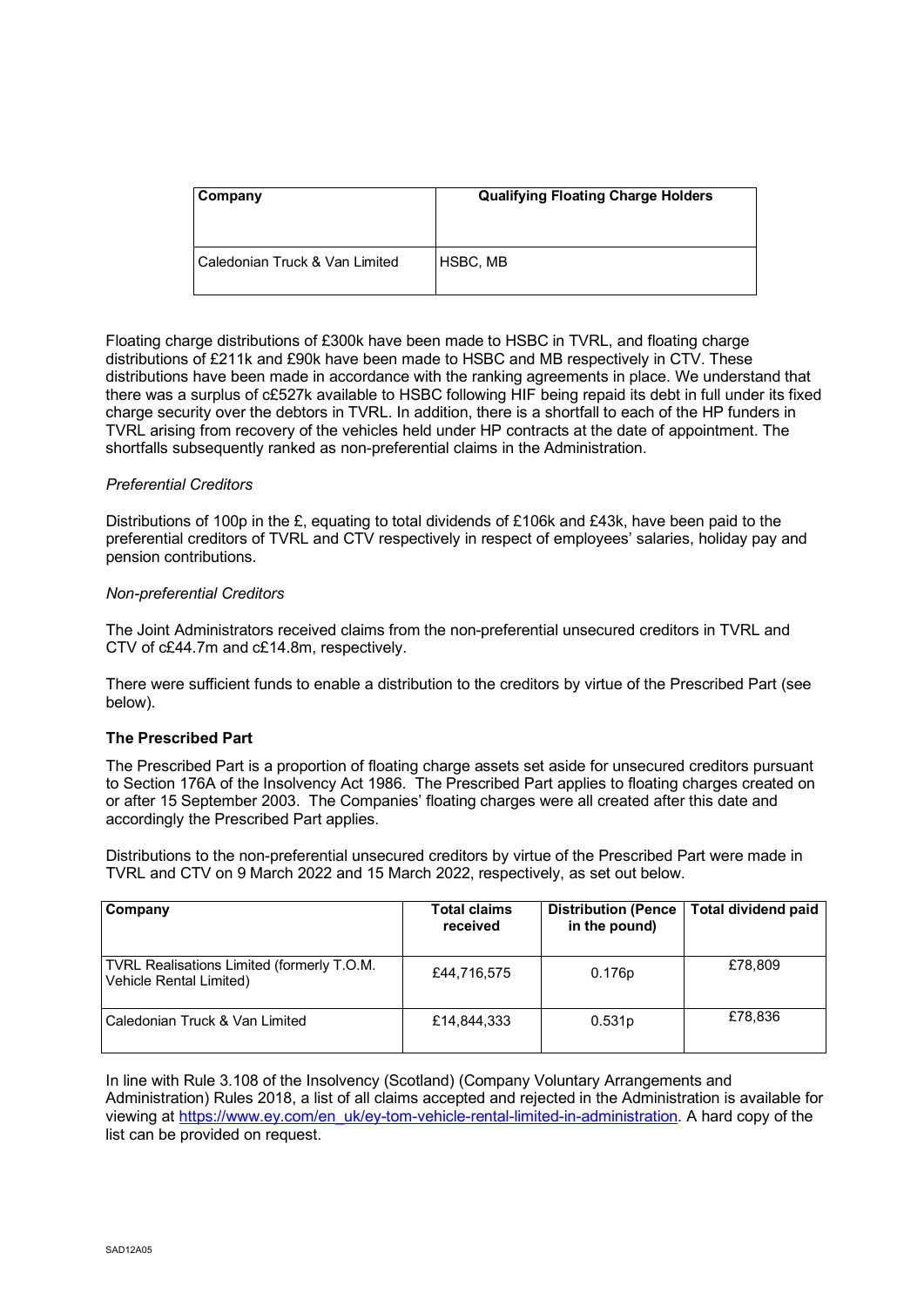| Company | Qualifying Floating Charge Holders |
| --- | --- |
| Caledonian Truck & Van Limited | HSBC, MB |

Floating charge distributions of £300k have been made to HSBC in TVRL, and floating charge distributions of £211k and £90k have been made to HSBC and MB respectively in CTV. These distributions have been made in accordance with the ranking agreements in place. We understand that there was a surplus of c£527k available to HSBC following HIF being repaid its debt in full under its fixed charge security over the debtors in TVRL. In addition, there is a shortfall to each of the HP funders in TVRL arising from recovery of the vehicles held under HP contracts at the date of appointment. The shortfalls subsequently ranked as non-preferential claims in the Administration.

*Preferential Creditors*

Distributions of 100p in the £, equating to total dividends of £106k and £43k, have been paid to the preferential creditors of TVRL and CTV respectively in respect of employees' salaries, holiday pay and pension contributions.

*Non-preferential Creditors*

The Joint Administrators received claims from the non-preferential unsecured creditors in TVRL and CTV of c£44.7m and c£14.8m, respectively.

There were sufficient funds to enable a distribution to the creditors by virtue of the Prescribed Part (see below).

**The Prescribed Part**

The Prescribed Part is a proportion of floating charge assets set aside for unsecured creditors pursuant to Section 176A of the Insolvency Act 1986. The Prescribed Part applies to floating charges created on or after 15 September 2003. The Companies' floating charges were all created after this date and accordingly the Prescribed Part applies.

Distributions to the non-preferential unsecured creditors by virtue of the Prescribed Part were made in TVRL and CTV on 9 March 2022 and 15 March 2022, respectively, as set out below.

| Company | Total claims received | Distribution (Pence in the pound) | Total dividend paid |
| --- | --- | --- | --- |
| TVRL Realisations Limited (formerly T.O.M. Vehicle Rental Limited) | £44,716,575 | 0.176p | £78,809 |
| Caledonian Truck & Van Limited | £14,844,333 | 0.531p | £78,836 |

In line with Rule 3.108 of the Insolvency (Scotland) (Company Voluntary Arrangements and Administration) Rules 2018, a list of all claims accepted and rejected in the Administration is available for viewing at https://www.ey.com/en_uk/ey-tom-vehicle-rental-limited-in-administration. A hard copy of the list can be provided on request.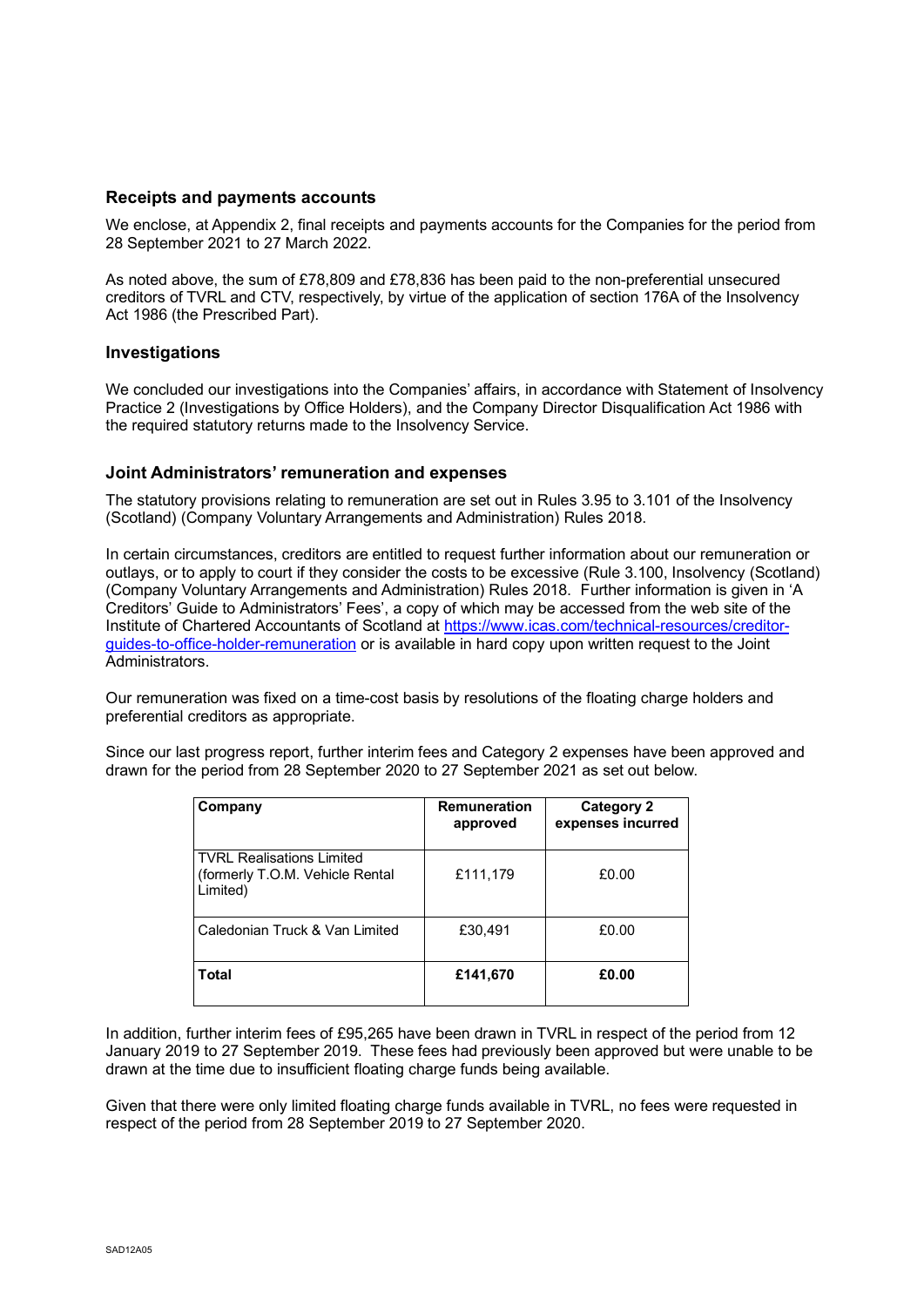### Receipts and payments accounts

We enclose, at Appendix 2, final receipts and payments accounts for the Companies for the period from 28 September 2021 to 27 March 2022.

As noted above, the sum of £78,809 and £78,836 has been paid to the non-preferential unsecured creditors of TVRL and CTV, respectively, by virtue of the application of section 176A of the Insolvency Act 1986 (the Prescribed Part).

### Investigations

We concluded our investigations into the Companies' affairs, in accordance with Statement of Insolvency Practice 2 (Investigations by Office Holders), and the Company Director Disqualification Act 1986 with the required statutory returns made to the Insolvency Service.

### Joint Administrators' remuneration and expenses

The statutory provisions relating to remuneration are set out in Rules 3.95 to 3.101 of the Insolvency (Scotland) (Company Voluntary Arrangements and Administration) Rules 2018.

In certain circumstances, creditors are entitled to request further information about our remuneration or outlays, or to apply to court if they consider the costs to be excessive (Rule 3.100, Insolvency (Scotland) (Company Voluntary Arrangements and Administration) Rules 2018. Further information is given in 'A Creditors' Guide to Administrators' Fees', a copy of which may be accessed from the web site of the Institute of Chartered Accountants of Scotland at https://www.icas.com/technical-resources/creditor-guides-to-office-holder-remuneration or is available in hard copy upon written request to the Joint Administrators.

Our remuneration was fixed on a time-cost basis by resolutions of the floating charge holders and preferential creditors as appropriate.

Since our last progress report, further interim fees and Category 2 expenses have been approved and drawn for the period from 28 September 2020 to 27 September 2021 as set out below.

| Company | Remuneration approved | Category 2 expenses incurred |
|---|---|---|
| TVRL Realisations Limited (formerly T.O.M. Vehicle Rental Limited) | £111,179 | £0.00 |
| Caledonian Truck & Van Limited | £30,491 | £0.00 |
| **Total** | **£141,670** | **£0.00** |

In addition, further interim fees of £95,265 have been drawn in TVRL in respect of the period from 12 January 2019 to 27 September 2019. These fees had previously been approved but were unable to be drawn at the time due to insufficient floating charge funds being available.

Given that there were only limited floating charge funds available in TVRL, no fees were requested in respect of the period from 28 September 2019 to 27 September 2020.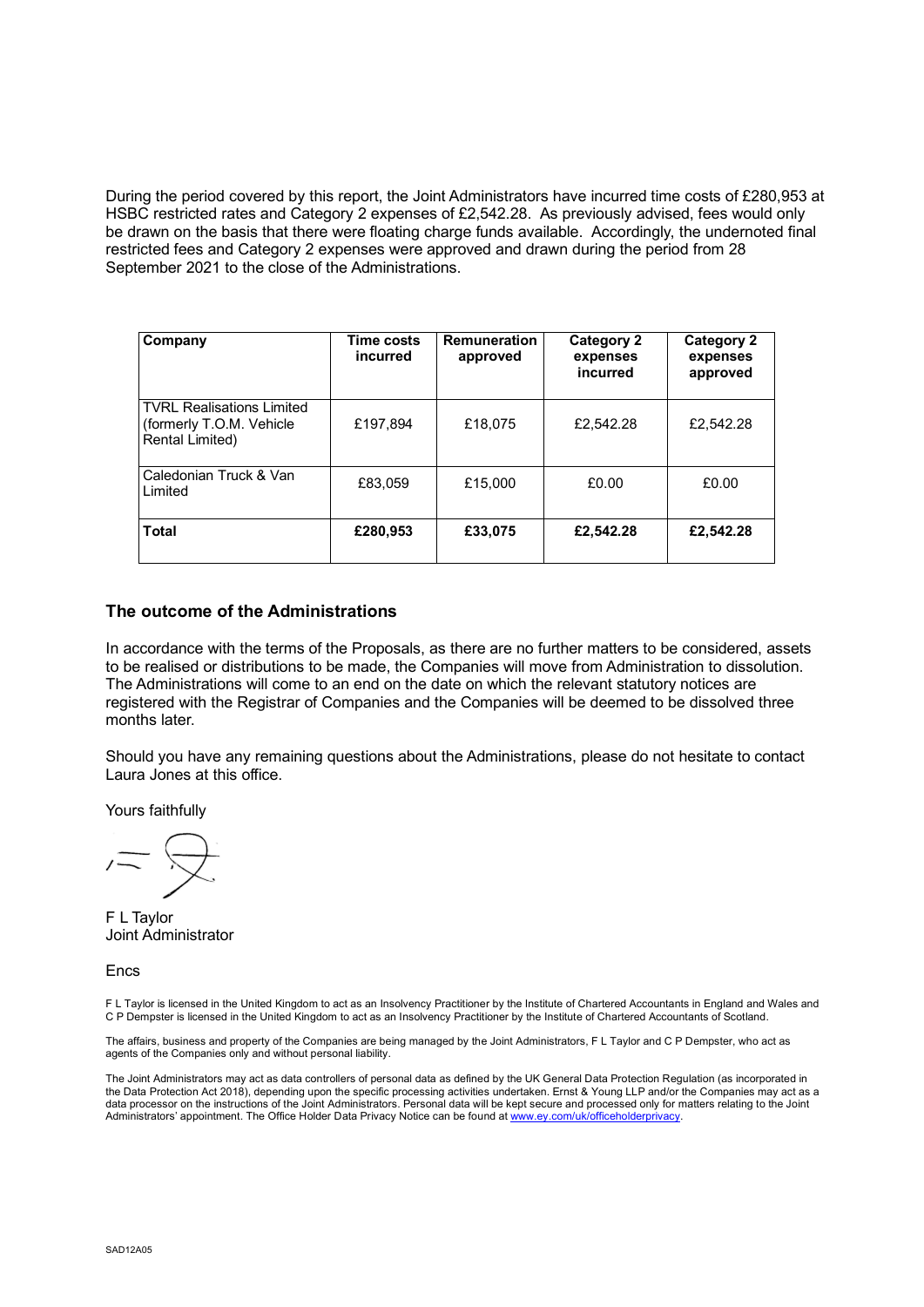During the period covered by this report, the Joint Administrators have incurred time costs of £280,953 at HSBC restricted rates and Category 2 expenses of £2,542.28. As previously advised, fees would only be drawn on the basis that there were floating charge funds available. Accordingly, the undernoted final restricted fees and Category 2 expenses were approved and drawn during the period from 28 September 2021 to the close of the Administrations.

| Company | Time costs incurred | Remuneration approved | Category 2 expenses incurred | Category 2 expenses approved |
|---|---|---|---|---|
| TVRL Realisations Limited (formerly T.O.M. Vehicle Rental Limited) | £197,894 | £18,075 | £2,542.28 | £2,542.28 |
| Caledonian Truck & Van Limited | £83,059 | £15,000 | £0.00 | £0.00 |
| **Total** | **£280,953** | **£33,075** | **£2,542.28** | **£2,542.28** |

## The outcome of the Administrations

In accordance with the terms of the Proposals, as there are no further matters to be considered, assets to be realised or distributions to be made, the Companies will move from Administration to dissolution. The Administrations will come to an end on the date on which the relevant statutory notices are registered with the Registrar of Companies and the Companies will be deemed to be dissolved three months later.

Should you have any remaining questions about the Administrations, please do not hesitate to contact Laura Jones at this office.

Yours faithfully

F L Taylor
Joint Administrator

Encs

F L Taylor is licensed in the United Kingdom to act as an Insolvency Practitioner by the Institute of Chartered Accountants in England and Wales and C P Dempster is licensed in the United Kingdom to act as an Insolvency Practitioner by the Institute of Chartered Accountants of Scotland.

The affairs, business and property of the Companies are being managed by the Joint Administrators, F L Taylor and C P Dempster, who act as agents of the Companies only and without personal liability.

The Joint Administrators may act as data controllers of personal data as defined by the UK General Data Protection Regulation (as incorporated in the Data Protection Act 2018), depending upon the specific processing activities undertaken. Ernst & Young LLP and/or the Companies may act as a data processor on the instructions of the Joint Administrators. Personal data will be kept secure and processed only for matters relating to the Joint Administrators' appointment. The Office Holder Data Privacy Notice can be found at www.ey.com/uk/officeholderprivacy.

SAD12A05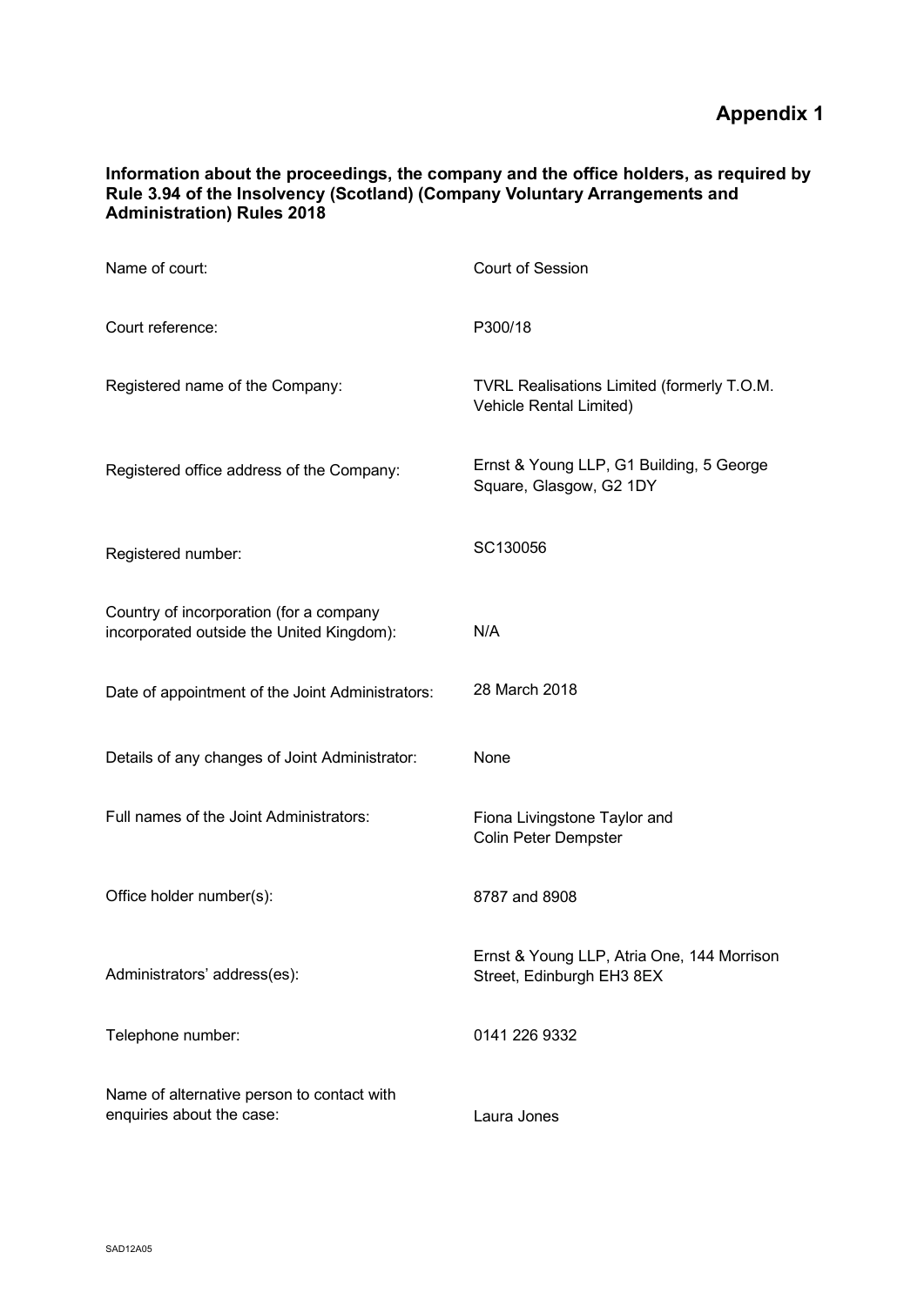# Appendix 1

**Information about the proceedings, the company and the office holders, as required by Rule 3.94 of the Insolvency (Scotland) (Company Voluntary Arrangements and Administration) Rules 2018**

| | |
|---|---|
| Name of court: | Court of Session |
| Court reference: | P300/18 |
| Registered name of the Company: | TVRL Realisations Limited (formerly T.O.M. Vehicle Rental Limited) |
| Registered office address of the Company: | Ernst & Young LLP, G1 Building, 5 George Square, Glasgow, G2 1DY |
| Registered number: | SC130056 |
| Country of incorporation (for a company incorporated outside the United Kingdom): | N/A |
| Date of appointment of the Joint Administrators: | 28 March 2018 |
| Details of any changes of Joint Administrator: | None |
| Full names of the Joint Administrators: | Fiona Livingstone Taylor and Colin Peter Dempster |
| Office holder number(s): | 8787 and 8908 |
| Administrators' address(es): | Ernst & Young LLP, Atria One, 144 Morrison Street, Edinburgh EH3 8EX |
| Telephone number: | 0141 226 9332 |
| Name of alternative person to contact with enquiries about the case: | Laura Jones |

SAD12A05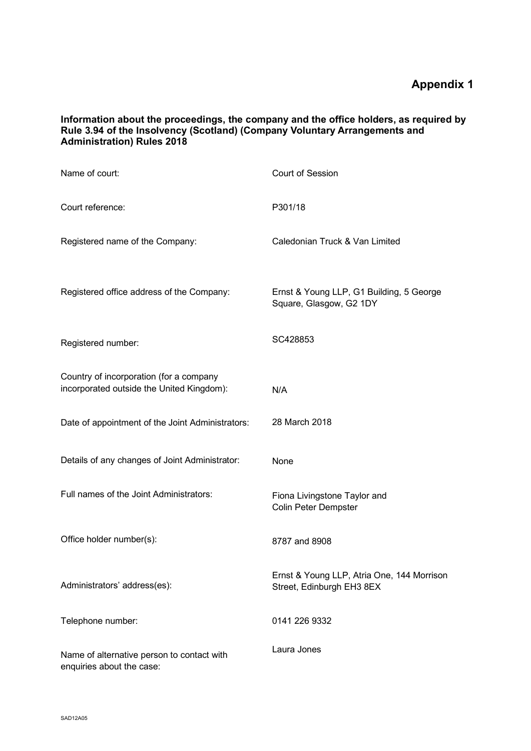# Appendix 1

**Information about the proceedings, the company and the office holders, as required by Rule 3.94 of the Insolvency (Scotland) (Company Voluntary Arrangements and Administration) Rules 2018**

| | |
|---|---|
| Name of court: | Court of Session |
| Court reference: | P301/18 |
| Registered name of the Company: | Caledonian Truck & Van Limited |
| Registered office address of the Company: | Ernst & Young LLP, G1 Building, 5 George Square, Glasgow, G2 1DY |
| Registered number: | SC428853 |
| Country of incorporation (for a company incorporated outside the United Kingdom): | N/A |
| Date of appointment of the Joint Administrators: | 28 March 2018 |
| Details of any changes of Joint Administrator: | None |
| Full names of the Joint Administrators: | Fiona Livingstone Taylor and Colin Peter Dempster |
| Office holder number(s): | 8787 and 8908 |
| Administrators' address(es): | Ernst & Young LLP, Atria One, 144 Morrison Street, Edinburgh EH3 8EX |
| Telephone number: | 0141 226 9332 |
| Name of alternative person to contact with enquiries about the case: | Laura Jones |

SAD12A05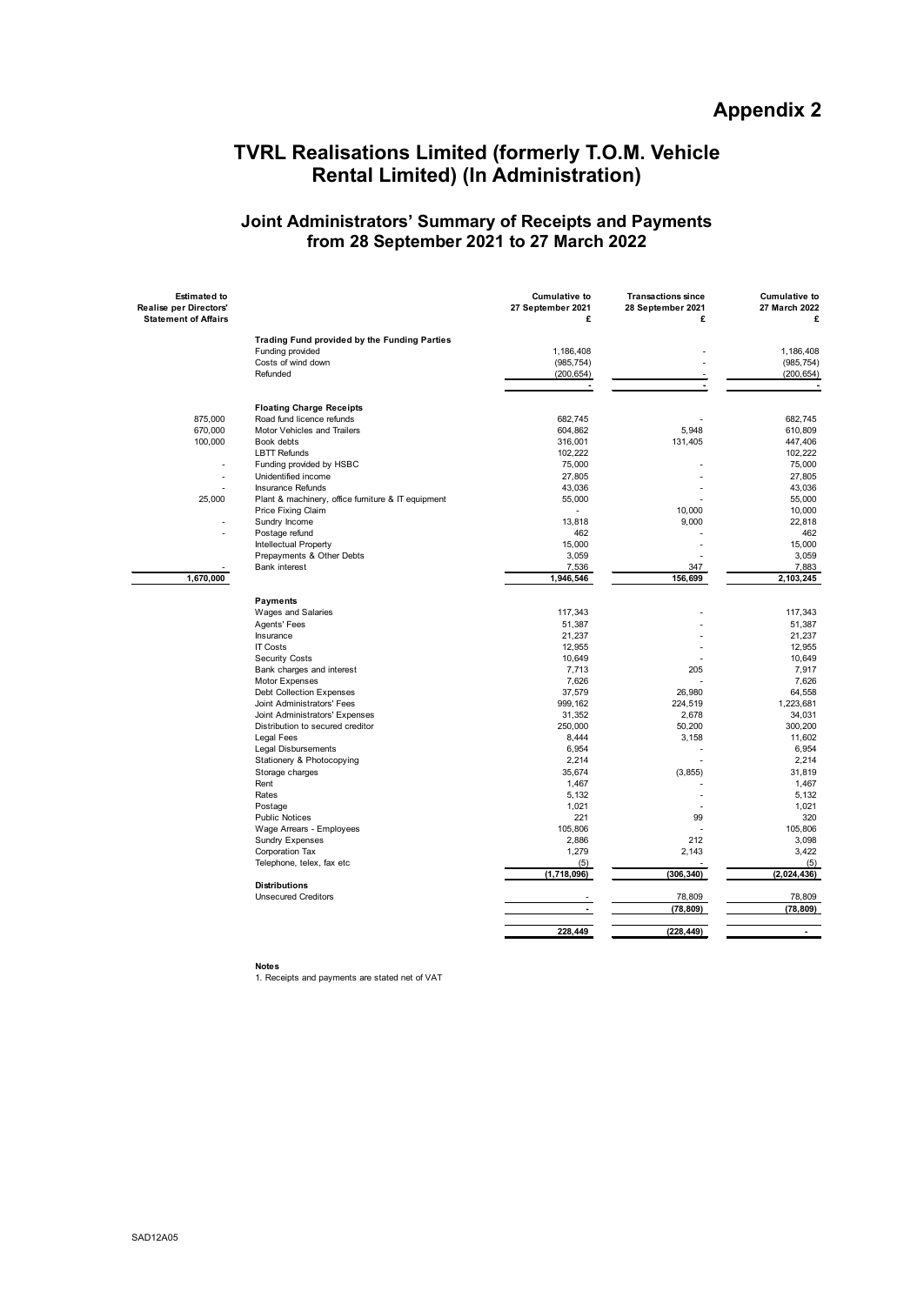# Appendix 2

## TVRL Realisations Limited (formerly T.O.M. Vehicle Rental Limited) (In Administration)

### Joint Administrators' Summary of Receipts and Payments from 28 September 2021 to 27 March 2022

| Estimated to Realise per Directors' Statement of Affairs |  | Cumulative to 27 September 2021 £ | Transactions since 28 September 2021 £ | Cumulative to 27 March 2022 £ |
|---|---|---|---|---|
|  | **Trading Fund provided by the Funding Parties** |  |  |  |
|  | Funding provided | 1,186,408 | - | 1,186,408 |
|  | Costs of wind down | (985,754) | - | (985,754) |
|  | Refunded | (200,654) | - | (200,654) |
|  |  | - | - | - |
|  | **Floating Charge Receipts** |  |  |  |
| 875,000 | Road fund licence refunds | 682,745 | - | 682,745 |
| 670,000 | Motor Vehicles and Trailers | 604,862 | 5,948 | 610,809 |
| 100,000 | Book debts | 316,001 | 131,405 | 447,406 |
|  | LBTT Refunds | 102,222 |  | 102,222 |
| - | Funding provided by HSBC | 75,000 | - | 75,000 |
| - | Unidentified income | 27,805 | - | 27,805 |
| - | Insurance Refunds | 43,036 | - | 43,036 |
| 25,000 | Plant & machinery, office furniture & IT equipment | 55,000 | - | 55,000 |
|  | Price Fixing Claim | - | 10,000 | 10,000 |
| - | Sundry Income | 13,818 | 9,000 | 22,818 |
| - | Postage refund | 462 | - | 462 |
|  | Intellectual Property | 15,000 | - | 15,000 |
|  | Prepayments & Other Debts | 3,059 | - | 3,059 |
| - | Bank interest | 7,536 | 347 | 7,883 |
| **1,670,000** |  | **1,946,546** | **156,699** | **2,103,245** |
|  | **Payments** |  |  |  |
|  | Wages and Salaries | 117,343 | - | 117,343 |
|  | Agents' Fees | 51,387 | - | 51,387 |
|  | Insurance | 21,237 | - | 21,237 |
|  | IT Costs | 12,955 | - | 12,955 |
|  | Security Costs | 10,649 | - | 10,649 |
|  | Bank charges and interest | 7,713 | 205 | 7,917 |
|  | Motor Expenses | 7,626 | - | 7,626 |
|  | Debt Collection Expenses | 37,579 | 26,980 | 64,558 |
|  | Joint Administrators' Fees | 999,162 | 224,519 | 1,223,681 |
|  | Joint Administrators' Expenses | 31,352 | 2,678 | 34,031 |
|  | Distribution to secured creditor | 250,000 | 50,200 | 300,200 |
|  | Legal Fees | 8,444 | 3,158 | 11,602 |
|  | Legal Disbursements | 6,954 | - | 6,954 |
|  | Stationery & Photocopying | 2,214 | - | 2,214 |
|  | Storage charges | 35,674 | (3,855) | 31,819 |
|  | Rent | 1,467 | - | 1,467 |
|  | Rates | 5,132 | - | 5,132 |
|  | Postage | 1,021 | - | 1,021 |
|  | Public Notices | 221 | 99 | 320 |
|  | Wage Arrears - Employees | 105,806 | - | 105,806 |
|  | Sundry Expenses | 2,886 | 212 | 3,098 |
|  | Corporation Tax | 1,279 | 2,143 | 3,422 |
|  | Telephone, telex, fax etc | (5) | - | (5) |
|  |  | **(1,718,096)** | **(306,340)** | **(2,024,436)** |
|  | **Distributions** |  |  |  |
|  | Unsecured Creditors | - | 78,809 | 78,809 |
|  |  | **-** | **(78,809)** | **(78,809)** |
|  |  | **228,449** | **(228,449)** | **-** |

**Notes**

1. Receipts and payments are stated net of VAT

SAD12A05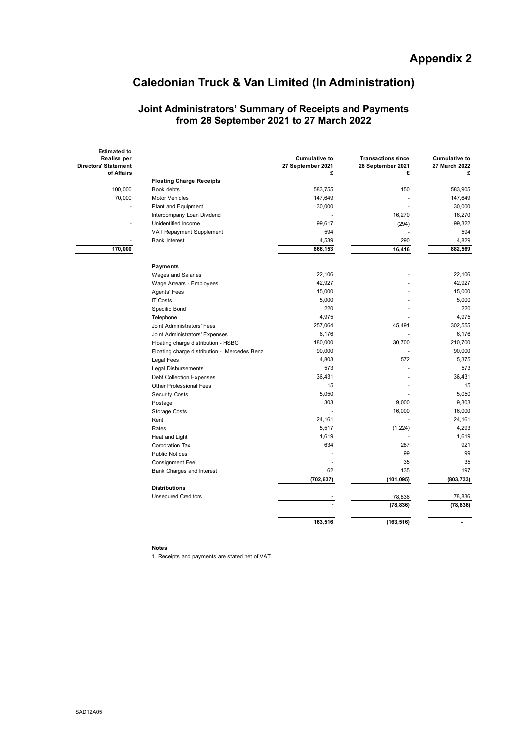# Appendix 2

## Caledonian Truck & Van Limited (In Administration)

### Joint Administrators' Summary of Receipts and Payments from 28 September 2021 to 27 March 2022

| Estimated to Realise per Directors' Statement of Affairs | | Cumulative to 27 September 2021 £ | Transactions since 28 September 2021 £ | Cumulative to 27 March 2022 £ |
|---|---|---|---|---|
| | **Floating Charge Receipts** | | | |
| 100,000 | Book debts | 583,755 | 150 | 583,905 |
| 70,000 | Motor Vehicles | 147,649 | - | 147,649 |
| - | Plant and Equipment | 30,000 | - | 30,000 |
| | Intercompany Loan Dividend | - | 16,270 | 16,270 |
| - | Unidentified Income | 99,617 | (294) | 99,322 |
| | VAT Repayment Supplement | 594 | - | 594 |
| - | Bank Interest | 4,539 | 290 | 4,829 |
| **170,000** | | **866,153** | **16,416** | **882,569** |
| | **Payments** | | | |
| | Wages and Salaries | 22,106 | - | 22,106 |
| | Wage Arrears - Employees | 42,927 | - | 42,927 |
| | Agents' Fees | 15,000 | - | 15,000 |
| | IT Costs | 5,000 | - | 5,000 |
| | Specific Bond | 220 | - | 220 |
| | Telephone | 4,975 | - | 4,975 |
| | Joint Administrators' Fees | 257,064 | 45,491 | 302,555 |
| | Joint Administrators' Expenses | 6,176 | - | 6,176 |
| | Floating charge distribution - HSBC | 180,000 | 30,700 | 210,700 |
| | Floating charge distribution - Mercedes Benz | 90,000 | - | 90,000 |
| | Legal Fees | 4,803 | 572 | 5,375 |
| | Legal Disbursements | 573 | - | 573 |
| | Debt Collection Expenses | 36,431 | - | 36,431 |
| | Other Professional Fees | 15 | - | 15 |
| | Security Costs | 5,050 | - | 5,050 |
| | Postage | 303 | 9,000 | 9,303 |
| | Storage Costs | - | 16,000 | 16,000 |
| | Rent | 24,161 | - | 24,161 |
| | Rates | 5,517 | (1,224) | 4,293 |
| | Heat and Light | 1,619 | - | 1,619 |
| | Corporation Tax | 634 | 287 | 921 |
| | Public Notices | - | 99 | 99 |
| | Consignment Fee | - | 35 | 35 |
| | Bank Charges and Interest | 62 | 135 | 197 |
| | | **(702,637)** | **(101,095)** | **(803,733)** |
| | **Distributions** | | | |
| | Unsecured Creditors | - | 78,836 | 78,836 |
| | | **-** | **(78,836)** | **(78,836)** |
| | | **163,516** | **(163,516)** | **-** |

**Notes**

1. Receipts and payments are stated net of VAT.

SAD12A05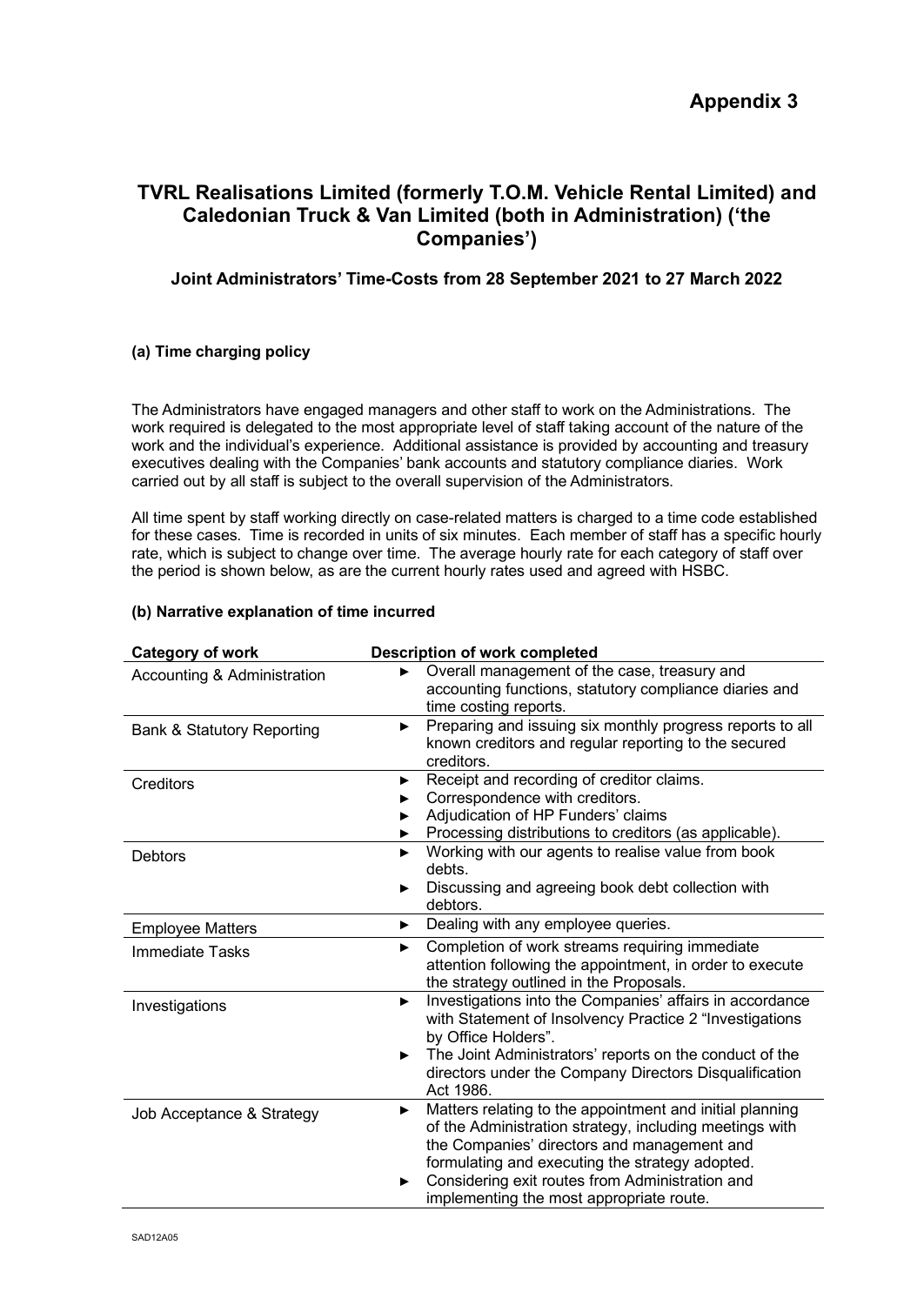# Appendix 3

## TVRL Realisations Limited (formerly T.O.M. Vehicle Rental Limited) and Caledonian Truck & Van Limited (both in Administration) ('the Companies')

### Joint Administrators' Time-Costs from 28 September 2021 to 27 March 2022

#### (a) Time charging policy

The Administrators have engaged managers and other staff to work on the Administrations. The work required is delegated to the most appropriate level of staff taking account of the nature of the work and the individual's experience. Additional assistance is provided by accounting and treasury executives dealing with the Companies' bank accounts and statutory compliance diaries. Work carried out by all staff is subject to the overall supervision of the Administrators.

All time spent by staff working directly on case-related matters is charged to a time code established for these cases. Time is recorded in units of six minutes. Each member of staff has a specific hourly rate, which is subject to change over time. The average hourly rate for each category of staff over the period is shown below, as are the current hourly rates used and agreed with HSBC.

#### (b) Narrative explanation of time incurred

| Category of work | Description of work completed |
|---|---|
| Accounting & Administration | ► Overall management of the case, treasury and accounting functions, statutory compliance diaries and time costing reports. |
| Bank & Statutory Reporting | ► Preparing and issuing six monthly progress reports to all known creditors and regular reporting to the secured creditors. |
| Creditors | ► Receipt and recording of creditor claims.<br>► Correspondence with creditors.<br>► Adjudication of HP Funders' claims<br>► Processing distributions to creditors (as applicable). |
| Debtors | ► Working with our agents to realise value from book debts.<br>► Discussing and agreeing book debt collection with debtors. |
| Employee Matters | ► Dealing with any employee queries. |
| Immediate Tasks | ► Completion of work streams requiring immediate attention following the appointment, in order to execute the strategy outlined in the Proposals. |
| Investigations | ► Investigations into the Companies' affairs in accordance with Statement of Insolvency Practice 2 "Investigations by Office Holders".<br>► The Joint Administrators' reports on the conduct of the directors under the Company Directors Disqualification Act 1986. |
| Job Acceptance & Strategy | ► Matters relating to the appointment and initial planning of the Administration strategy, including meetings with the Companies' directors and management and formulating and executing the strategy adopted.<br>► Considering exit routes from Administration and implementing the most appropriate route. |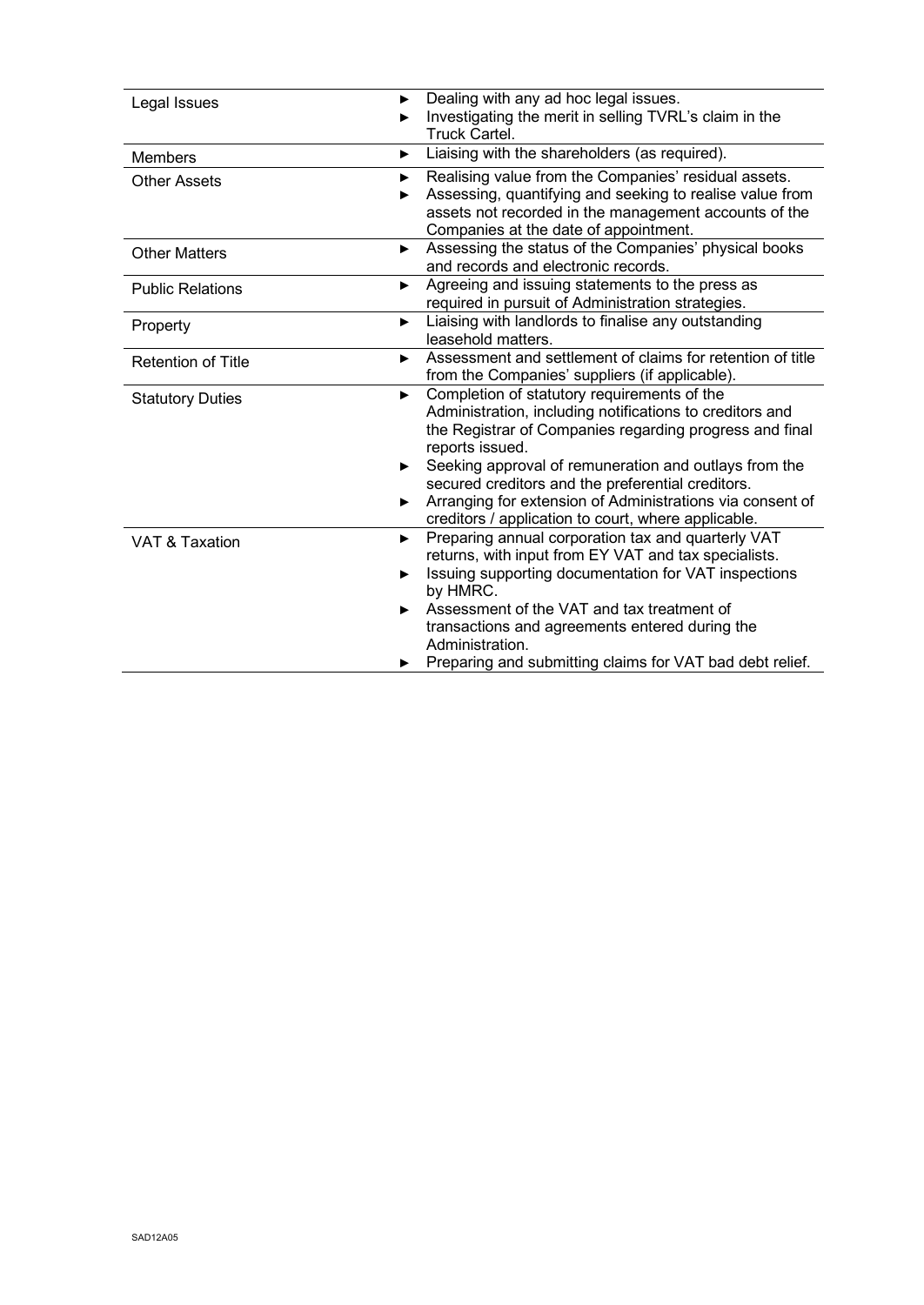| | |
|---|---|
| Legal Issues | ► Dealing with any ad hoc legal issues.<br>► Investigating the merit in selling TVRL's claim in the Truck Cartel. |
| Members | ► Liaising with the shareholders (as required). |
| Other Assets | ► Realising value from the Companies' residual assets.<br>► Assessing, quantifying and seeking to realise value from assets not recorded in the management accounts of the Companies at the date of appointment. |
| Other Matters | ► Assessing the status of the Companies' physical books and records and electronic records. |
| Public Relations | ► Agreeing and issuing statements to the press as required in pursuit of Administration strategies. |
| Property | ► Liaising with landlords to finalise any outstanding leasehold matters. |
| Retention of Title | ► Assessment and settlement of claims for retention of title from the Companies' suppliers (if applicable). |
| Statutory Duties | ► Completion of statutory requirements of the Administration, including notifications to creditors and the Registrar of Companies regarding progress and final reports issued.<br>► Seeking approval of remuneration and outlays from the secured creditors and the preferential creditors.<br>► Arranging for extension of Administrations via consent of creditors / application to court, where applicable. |
| VAT & Taxation | ► Preparing annual corporation tax and quarterly VAT returns, with input from EY VAT and tax specialists.<br>► Issuing supporting documentation for VAT inspections by HMRC.<br>► Assessment of the VAT and tax treatment of transactions and agreements entered during the Administration.<br>► Preparing and submitting claims for VAT bad debt relief. |

SAD12A05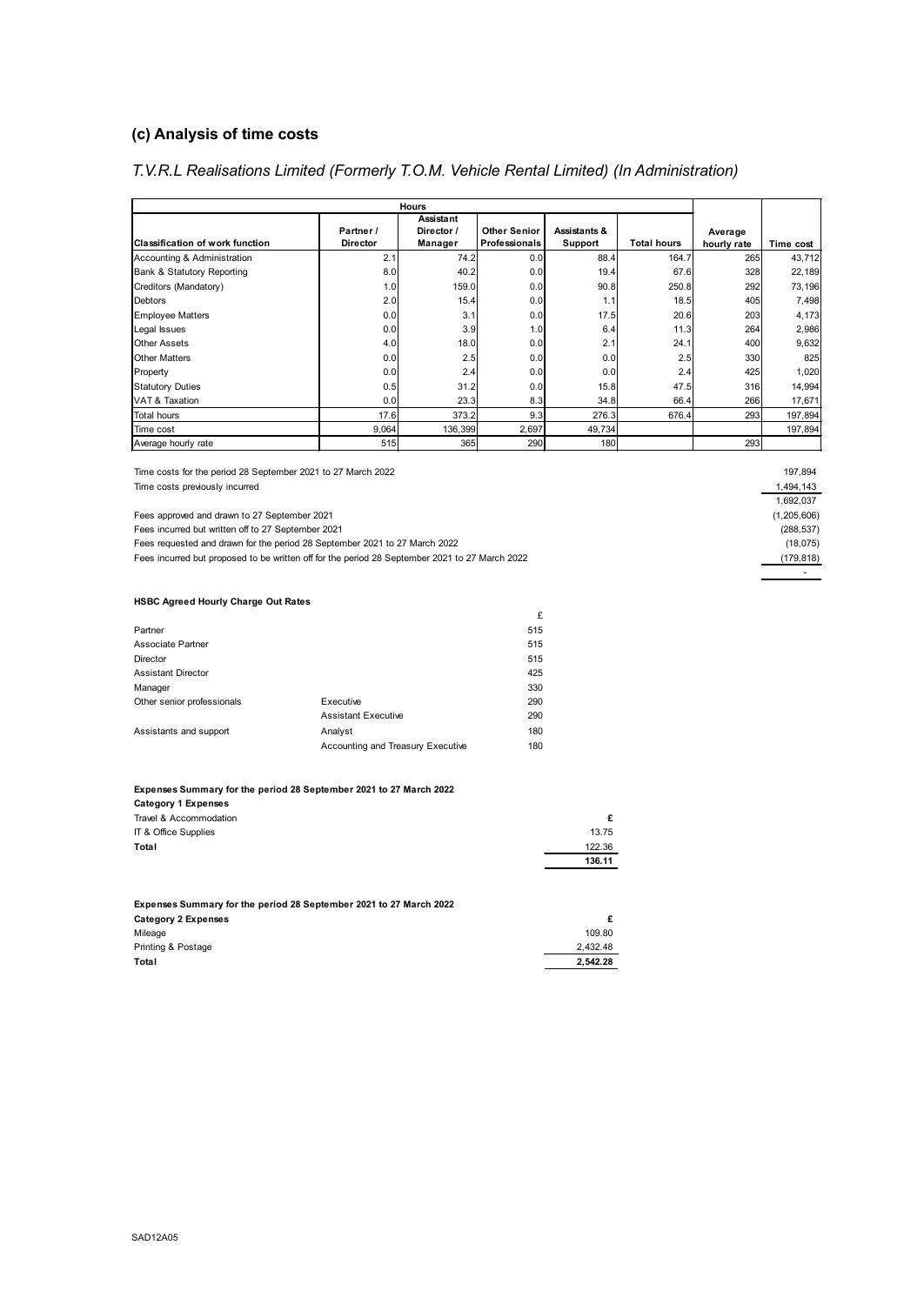## (c) Analysis of time costs

*T.V.R.L Realisations Limited (Formerly T.O.M. Vehicle Rental Limited) (In Administration)*

| | Hours | | | | | | |
|---|---|---|---|---|---|---|---|
| **Classification of work function** | **Partner / Director** | **Assistant Director / Manager** | **Other Senior Professionals** | **Assistants & Support** | **Total hours** | **Average hourly rate** | **Time cost** |
| Accounting & Administration | 2.1 | 74.2 | 0.0 | 88.4 | 164.7 | 265 | 43,712 |
| Bank & Statutory Reporting | 8.0 | 40.2 | 0.0 | 19.4 | 67.6 | 328 | 22,189 |
| Creditors (Mandatory) | 1.0 | 159.0 | 0.0 | 90.8 | 250.8 | 292 | 73,196 |
| Debtors | 2.0 | 15.4 | 0.0 | 1.1 | 18.5 | 405 | 7,498 |
| Employee Matters | 0.0 | 3.1 | 0.0 | 17.5 | 20.6 | 203 | 4,173 |
| Legal Issues | 0.0 | 3.9 | 1.0 | 6.4 | 11.3 | 264 | 2,986 |
| Other Assets | 4.0 | 18.0 | 0.0 | 2.1 | 24.1 | 400 | 9,632 |
| Other Matters | 0.0 | 2.5 | 0.0 | 0.0 | 2.5 | 330 | 825 |
| Property | 0.0 | 2.4 | 0.0 | 0.0 | 2.4 | 425 | 1,020 |
| Statutory Duties | 0.5 | 31.2 | 0.0 | 15.8 | 47.5 | 316 | 14,994 |
| VAT & Taxation | 0.0 | 23.3 | 8.3 | 34.8 | 66.4 | 266 | 17,671 |
| Total hours | 17.6 | 373.2 | 9.3 | 276.3 | 676.4 | 293 | 197,894 |
| Time cost | 9,064 | 136,399 | 2,697 | 49,734 | | | 197,894 |
| Average hourly rate | 515 | 365 | 290 | 180 | | 293 | |

| | |
|---|---|
| Time costs for the period 28 September 2021 to 27 March 2022 | 197,894 |
| Time costs previously incurred | 1,494,143 |
| | 1,692,037 |
| Fees approved and drawn to 27 September 2021 | (1,205,606) |
| Fees incurred but written off to 27 September 2021 | (288,537) |
| Fees requested and drawn for the period 28 September 2021 to 27 March 2022 | (18,075) |
| Fees incurred but proposed to be written off for the period 28 September 2021 to 27 March 2022 | (179,818) |
| | - |

**HSBC Agreed Hourly Charge Out Rates**

| | | £ |
|---|---|---|
| Partner | | 515 |
| Associate Partner | | 515 |
| Director | | 515 |
| Assistant Director | | 425 |
| Manager | | 330 |
| Other senior professionals | Executive | 290 |
| | Assistant Executive | 290 |
| Assistants and support | Analyst | 180 |
| | Accounting and Treasury Executive | 180 |

**Expenses Summary for the period 28 September 2021 to 27 March 2022**

**Category 1 Expenses**

| | £ |
|---|---|
| Travel & Accommodation | 13.75 |
| IT & Office Supplies | 122.36 |
| **Total** | **136.11** |

**Expenses Summary for the period 28 September 2021 to 27 March 2022**

| **Category 2 Expenses** | £ |
|---|---|
| Mileage | 109.80 |
| Printing & Postage | 2,432.48 |
| **Total** | **2,542.28** |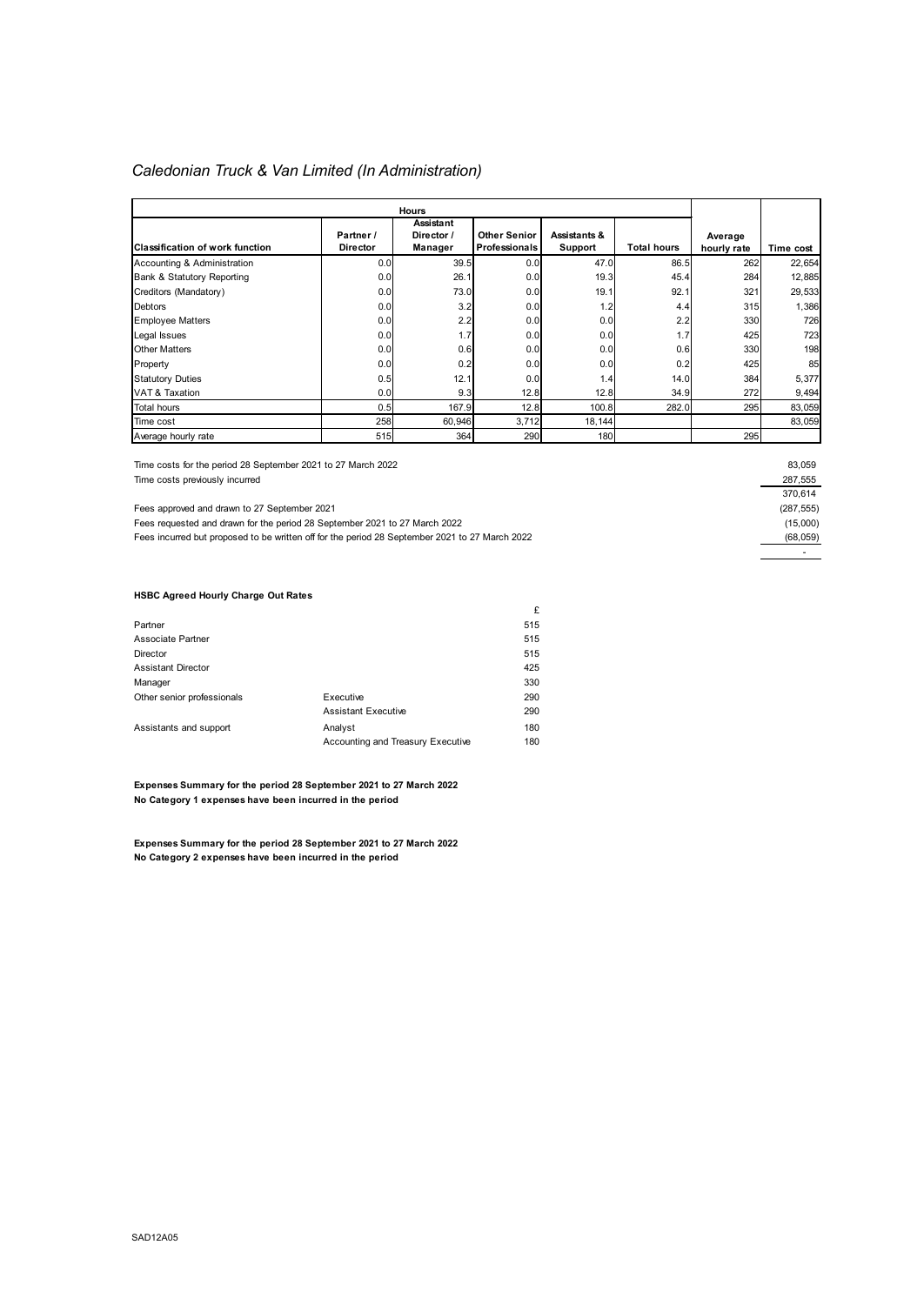*Caledonian Truck & Van Limited (In Administration)*

| | Hours | | | | | | |
|---|---|---|---|---|---|---|---|
| **Classification of work function** | **Partner / Director** | **Assistant Director / Manager** | **Other Senior Professionals** | **Assistants & Support** | **Total hours** | **Average hourly rate** | **Time cost** |
| Accounting & Administration | 0.0 | 39.5 | 0.0 | 47.0 | 86.5 | 262 | 22,654 |
| Bank & Statutory Reporting | 0.0 | 26.1 | 0.0 | 19.3 | 45.4 | 284 | 12,885 |
| Creditors (Mandatory) | 0.0 | 73.0 | 0.0 | 19.1 | 92.1 | 321 | 29,533 |
| Debtors | 0.0 | 3.2 | 0.0 | 1.2 | 4.4 | 315 | 1,386 |
| Employee Matters | 0.0 | 2.2 | 0.0 | 0.0 | 2.2 | 330 | 726 |
| Legal Issues | 0.0 | 1.7 | 0.0 | 0.0 | 1.7 | 425 | 723 |
| Other Matters | 0.0 | 0.6 | 0.0 | 0.0 | 0.6 | 330 | 198 |
| Property | 0.0 | 0.2 | 0.0 | 0.0 | 0.2 | 425 | 85 |
| Statutory Duties | 0.5 | 12.1 | 0.0 | 1.4 | 14.0 | 384 | 5,377 |
| VAT & Taxation | 0.0 | 9.3 | 12.8 | 12.8 | 34.9 | 272 | 9,494 |
| Total hours | 0.5 | 167.9 | 12.8 | 100.8 | 282.0 | 295 | 83,059 |
| Time cost | 258 | 60,946 | 3,712 | 18,144 | | | 83,059 |
| Average hourly rate | 515 | 364 | 290 | 180 | | 295 | |

| | |
|---|---|
| Time costs for the period 28 September 2021 to 27 March 2022 | 83,059 |
| Time costs previously incurred | 287,555 |
| | 370,614 |
| Fees approved and drawn to 27 September 2021 | (287,555) |
| Fees requested and drawn for the period 28 September 2021 to 27 March 2022 | (15,000) |
| Fees incurred but proposed to be written off for the period 28 September 2021 to 27 March 2022 | (68,059) |
| | - |

**HSBC Agreed Hourly Charge Out Rates**

| | | £ |
|---|---|---|
| Partner | | 515 |
| Associate Partner | | 515 |
| Director | | 515 |
| Assistant Director | | 425 |
| Manager | | 330 |
| Other senior professionals | Executive | 290 |
| | Assistant Executive | 290 |
| Assistants and support | Analyst | 180 |
| | Accounting and Treasury Executive | 180 |

**Expenses Summary for the period 28 September 2021 to 27 March 2022**
**No Category 1 expenses have been incurred in the period**

**Expenses Summary for the period 28 September 2021 to 27 March 2022**
**No Category 2 expenses have been incurred in the period**

SAD12A05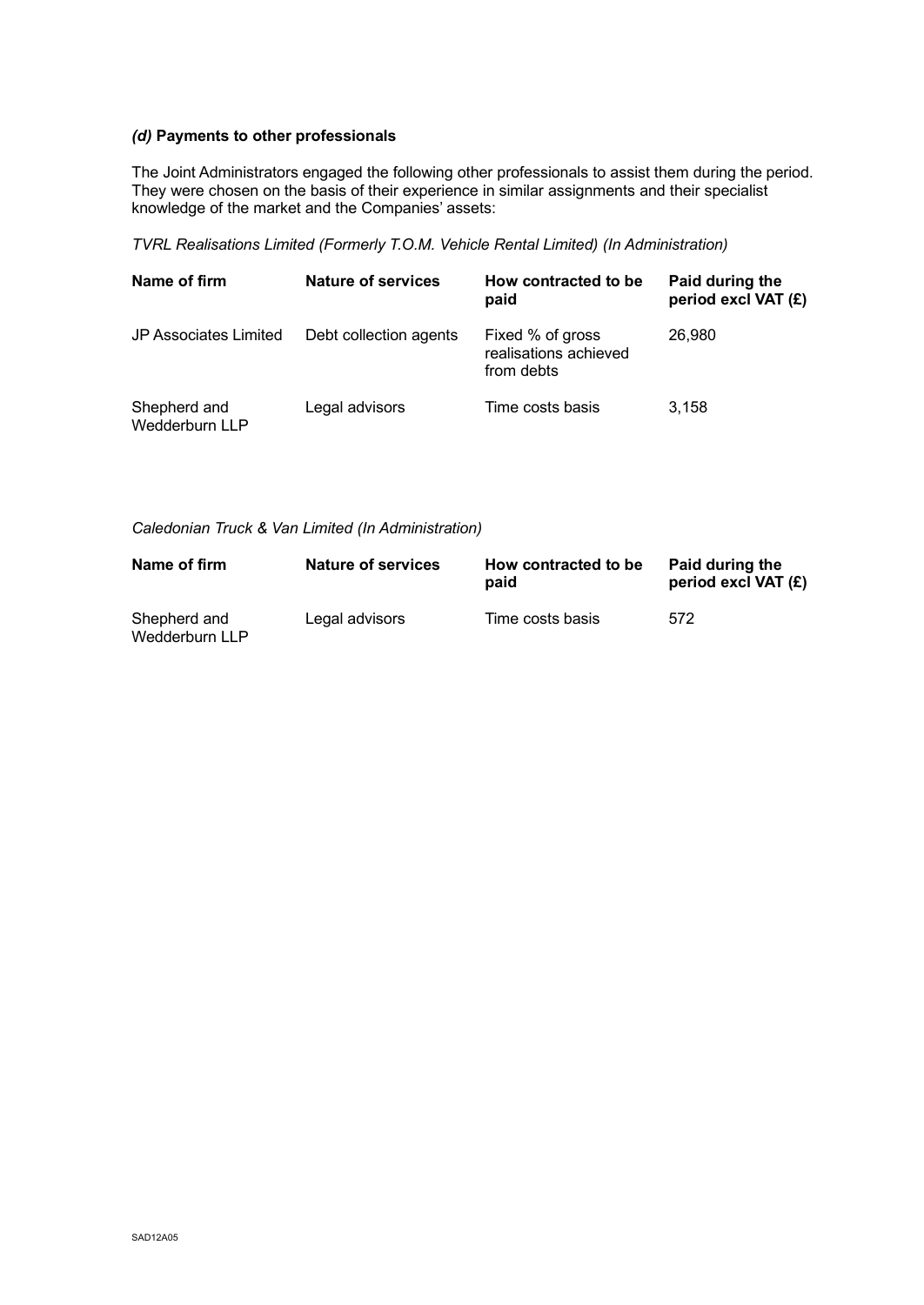### *(d)* Payments to other professionals

The Joint Administrators engaged the following other professionals to assist them during the period. They were chosen on the basis of their experience in similar assignments and their specialist knowledge of the market and the Companies' assets:

*TVRL Realisations Limited (Formerly T.O.M. Vehicle Rental Limited) (In Administration)*

| Name of firm | Nature of services | How contracted to be paid | Paid during the period excl VAT (£) |
|---|---|---|---|
| JP Associates Limited | Debt collection agents | Fixed % of gross realisations achieved from debts | 26,980 |
| Shepherd and Wedderburn LLP | Legal advisors | Time costs basis | 3,158 |

*Caledonian Truck & Van Limited (In Administration)*

| Name of firm | Nature of services | How contracted to be paid | Paid during the period excl VAT (£) |
|---|---|---|---|
| Shepherd and Wedderburn LLP | Legal advisors | Time costs basis | 572 |

SAD12A05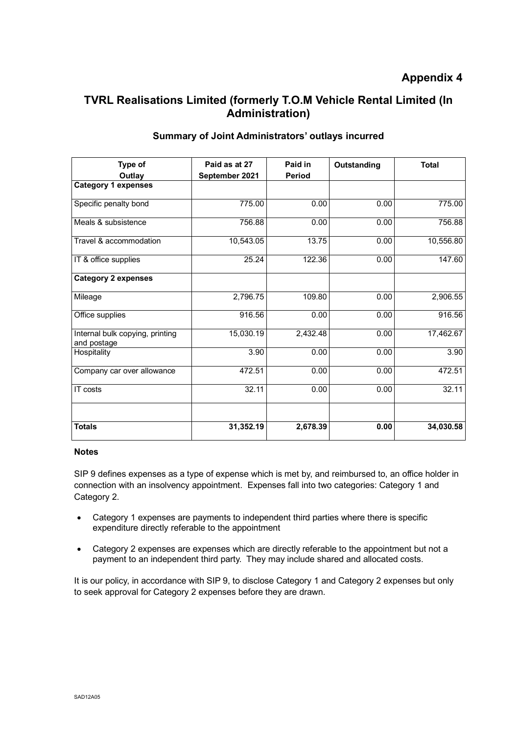# Appendix 4

## TVRL Realisations Limited (formerly T.O.M Vehicle Rental Limited (In Administration)

### Summary of Joint Administrators' outlays incurred

| Type of Outlay | Paid as at 27 September 2021 | Paid in Period | Outstanding | Total |
|---|---|---|---|---|
| **Category 1 expenses** | | | | |
| Specific penalty bond | 775.00 | 0.00 | 0.00 | 775.00 |
| Meals & subsistence | 756.88 | 0.00 | 0.00 | 756.88 |
| Travel & accommodation | 10,543.05 | 13.75 | 0.00 | 10,556.80 |
| IT & office supplies | 25.24 | 122.36 | 0.00 | 147.60 |
| **Category 2 expenses** | | | | |
| Mileage | 2,796.75 | 109.80 | 0.00 | 2,906.55 |
| Office supplies | 916.56 | 0.00 | 0.00 | 916.56 |
| Internal bulk copying, printing and postage | 15,030.19 | 2,432.48 | 0.00 | 17,462.67 |
| Hospitality | 3.90 | 0.00 | 0.00 | 3.90 |
| Company car over allowance | 472.51 | 0.00 | 0.00 | 472.51 |
| IT costs | 32.11 | 0.00 | 0.00 | 32.11 |
| | | | | |
| **Totals** | **31,352.19** | **2,678.39** | **0.00** | **34,030.58** |

**Notes**

SIP 9 defines expenses as a type of expense which is met by, and reimbursed to, an office holder in connection with an insolvency appointment. Expenses fall into two categories: Category 1 and Category 2.

- Category 1 expenses are payments to independent third parties where there is specific expenditure directly referable to the appointment
- Category 2 expenses are expenses which are directly referable to the appointment but not a payment to an independent third party. They may include shared and allocated costs.

It is our policy, in accordance with SIP 9, to disclose Category 1 and Category 2 expenses but only to seek approval for Category 2 expenses before they are drawn.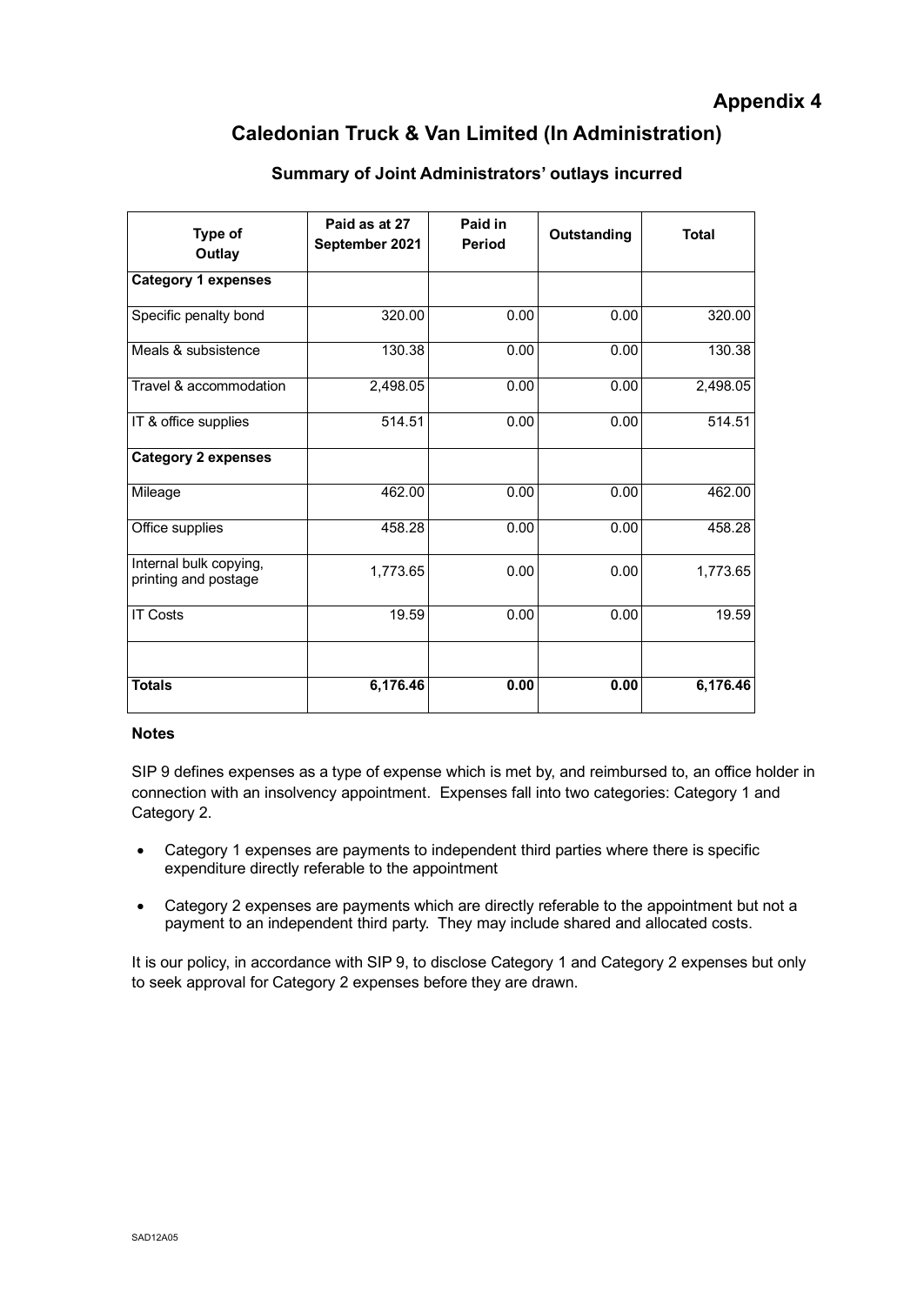**Appendix 4**

# Caledonian Truck & Van Limited (In Administration)

## Summary of Joint Administrators' outlays incurred

| Type of Outlay | Paid as at 27 September 2021 | Paid in Period | Outstanding | Total |
|---|---|---|---|---|
| **Category 1 expenses** | | | | |
| Specific penalty bond | 320.00 | 0.00 | 0.00 | 320.00 |
| Meals & subsistence | 130.38 | 0.00 | 0.00 | 130.38 |
| Travel & accommodation | 2,498.05 | 0.00 | 0.00 | 2,498.05 |
| IT & office supplies | 514.51 | 0.00 | 0.00 | 514.51 |
| **Category 2 expenses** | | | | |
| Mileage | 462.00 | 0.00 | 0.00 | 462.00 |
| Office supplies | 458.28 | 0.00 | 0.00 | 458.28 |
| Internal bulk copying, printing and postage | 1,773.65 | 0.00 | 0.00 | 1,773.65 |
| IT Costs | 19.59 | 0.00 | 0.00 | 19.59 |
| | | | | |
| **Totals** | **6,176.46** | **0.00** | **0.00** | **6,176.46** |

**Notes**

SIP 9 defines expenses as a type of expense which is met by, and reimbursed to, an office holder in connection with an insolvency appointment. Expenses fall into two categories: Category 1 and Category 2.

- Category 1 expenses are payments to independent third parties where there is specific expenditure directly referable to the appointment
- Category 2 expenses are payments which are directly referable to the appointment but not a payment to an independent third party. They may include shared and allocated costs.

It is our policy, in accordance with SIP 9, to disclose Category 1 and Category 2 expenses but only to seek approval for Category 2 expenses before they are drawn.

SAD12A05